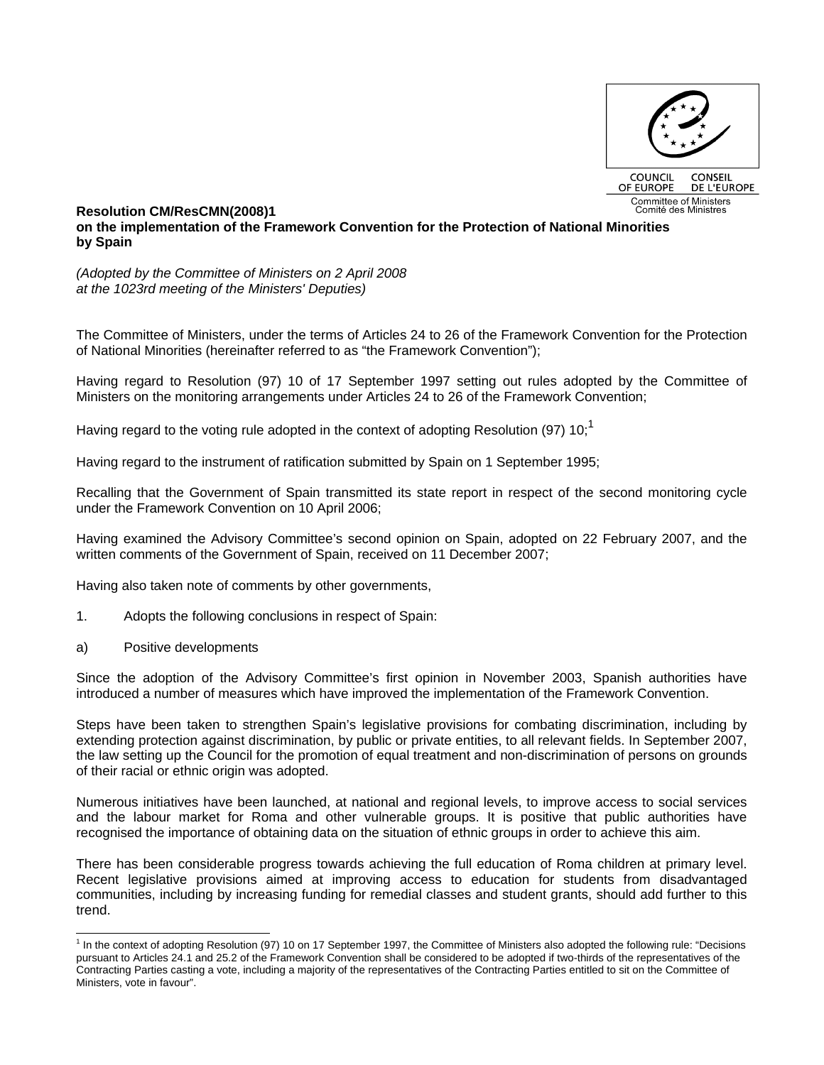COUNCIL OF EUROPE — CONSEIL DE L'EUROPE
Committee of Ministers — Comité des Ministres

**Resolution CM/ResCMN(2008)1**
**on the implementation of the Framework Convention for the Protection of National Minorities by Spain**

*(Adopted by the Committee of Ministers on 2 April 2008 at the 1023rd meeting of the Ministers' Deputies)*

The Committee of Ministers, under the terms of Articles 24 to 26 of the Framework Convention for the Protection of National Minorities (hereinafter referred to as "the Framework Convention");

Having regard to Resolution (97) 10 of 17 September 1997 setting out rules adopted by the Committee of Ministers on the monitoring arrangements under Articles 24 to 26 of the Framework Convention;

Having regard to the voting rule adopted in the context of adopting Resolution (97) 10;[1]

Having regard to the instrument of ratification submitted by Spain on 1 September 1995;

Recalling that the Government of Spain transmitted its state report in respect of the second monitoring cycle under the Framework Convention on 10 April 2006;

Having examined the Advisory Committee's second opinion on Spain, adopted on 22 February 2007, and the written comments of the Government of Spain, received on 11 December 2007;

Having also taken note of comments by other governments,

1. Adopts the following conclusions in respect of Spain:

a) Positive developments

Since the adoption of the Advisory Committee's first opinion in November 2003, Spanish authorities have introduced a number of measures which have improved the implementation of the Framework Convention.

Steps have been taken to strengthen Spain's legislative provisions for combating discrimination, including by extending protection against discrimination, by public or private entities, to all relevant fields. In September 2007, the law setting up the Council for the promotion of equal treatment and non-discrimination of persons on grounds of their racial or ethnic origin was adopted.

Numerous initiatives have been launched, at national and regional levels, to improve access to social services and the labour market for Roma and other vulnerable groups. It is positive that public authorities have recognised the importance of obtaining data on the situation of ethnic groups in order to achieve this aim.

There has been considerable progress towards achieving the full education of Roma children at primary level. Recent legislative provisions aimed at improving access to education for students from disadvantaged communities, including by increasing funding for remedial classes and student grants, should add further to this trend.

[1] In the context of adopting Resolution (97) 10 on 17 September 1997, the Committee of Ministers also adopted the following rule: "Decisions pursuant to Articles 24.1 and 25.2 of the Framework Convention shall be considered to be adopted if two-thirds of the representatives of the Contracting Parties casting a vote, including a majority of the representatives of the Contracting Parties entitled to sit on the Committee of Ministers, vote in favour".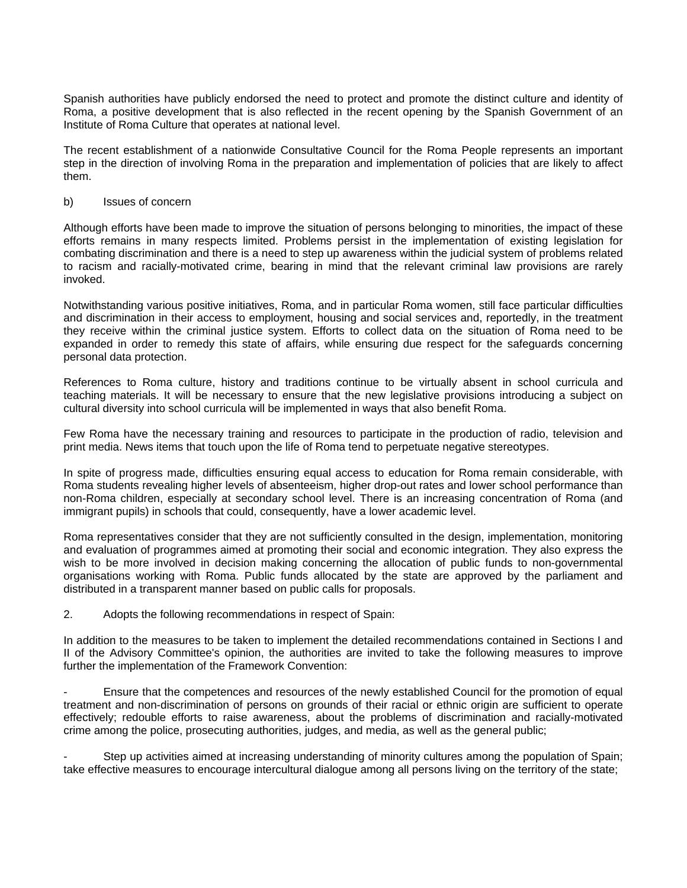Spanish authorities have publicly endorsed the need to protect and promote the distinct culture and identity of Roma, a positive development that is also reflected in the recent opening by the Spanish Government of an Institute of Roma Culture that operates at national level.

The recent establishment of a nationwide Consultative Council for the Roma People represents an important step in the direction of involving Roma in the preparation and implementation of policies that are likely to affect them.

b) Issues of concern

Although efforts have been made to improve the situation of persons belonging to minorities, the impact of these efforts remains in many respects limited. Problems persist in the implementation of existing legislation for combating discrimination and there is a need to step up awareness within the judicial system of problems related to racism and racially-motivated crime, bearing in mind that the relevant criminal law provisions are rarely invoked.

Notwithstanding various positive initiatives, Roma, and in particular Roma women, still face particular difficulties and discrimination in their access to employment, housing and social services and, reportedly, in the treatment they receive within the criminal justice system. Efforts to collect data on the situation of Roma need to be expanded in order to remedy this state of affairs, while ensuring due respect for the safeguards concerning personal data protection.

References to Roma culture, history and traditions continue to be virtually absent in school curricula and teaching materials. It will be necessary to ensure that the new legislative provisions introducing a subject on cultural diversity into school curricula will be implemented in ways that also benefit Roma.

Few Roma have the necessary training and resources to participate in the production of radio, television and print media. News items that touch upon the life of Roma tend to perpetuate negative stereotypes.

In spite of progress made, difficulties ensuring equal access to education for Roma remain considerable, with Roma students revealing higher levels of absenteeism, higher drop-out rates and lower school performance than non-Roma children, especially at secondary school level. There is an increasing concentration of Roma (and immigrant pupils) in schools that could, consequently, have a lower academic level.

Roma representatives consider that they are not sufficiently consulted in the design, implementation, monitoring and evaluation of programmes aimed at promoting their social and economic integration. They also express the wish to be more involved in decision making concerning the allocation of public funds to non-governmental organisations working with Roma. Public funds allocated by the state are approved by the parliament and distributed in a transparent manner based on public calls for proposals.

2. Adopts the following recommendations in respect of Spain:

In addition to the measures to be taken to implement the detailed recommendations contained in Sections I and II of the Advisory Committee's opinion, the authorities are invited to take the following measures to improve further the implementation of the Framework Convention:

- Ensure that the competences and resources of the newly established Council for the promotion of equal treatment and non-discrimination of persons on grounds of their racial or ethnic origin are sufficient to operate effectively; redouble efforts to raise awareness, about the problems of discrimination and racially-motivated crime among the police, prosecuting authorities, judges, and media, as well as the general public;

- Step up activities aimed at increasing understanding of minority cultures among the population of Spain; take effective measures to encourage intercultural dialogue among all persons living on the territory of the state;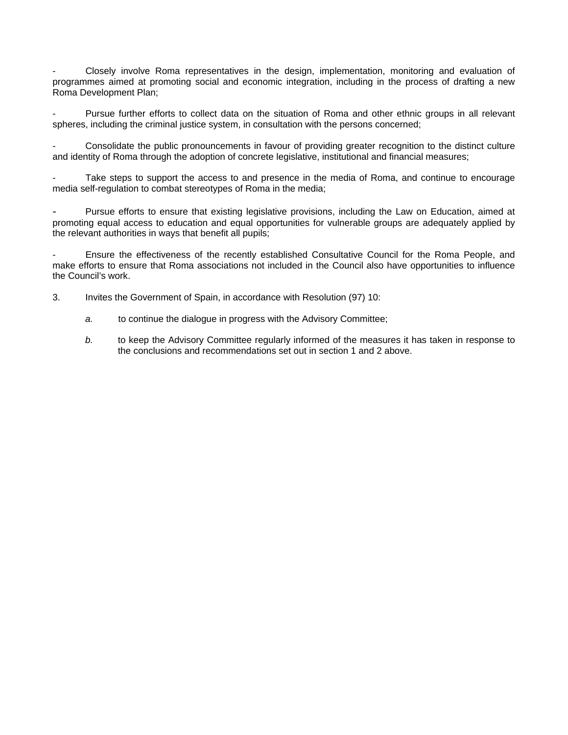- Closely involve Roma representatives in the design, implementation, monitoring and evaluation of programmes aimed at promoting social and economic integration, including in the process of drafting a new Roma Development Plan;

- Pursue further efforts to collect data on the situation of Roma and other ethnic groups in all relevant spheres, including the criminal justice system, in consultation with the persons concerned;

- Consolidate the public pronouncements in favour of providing greater recognition to the distinct culture and identity of Roma through the adoption of concrete legislative, institutional and financial measures;

- Take steps to support the access to and presence in the media of Roma, and continue to encourage media self-regulation to combat stereotypes of Roma in the media;

- Pursue efforts to ensure that existing legislative provisions, including the Law on Education, aimed at promoting equal access to education and equal opportunities for vulnerable groups are adequately applied by the relevant authorities in ways that benefit all pupils;

- Ensure the effectiveness of the recently established Consultative Council for the Roma People, and make efforts to ensure that Roma associations not included in the Council also have opportunities to influence the Council's work.

3. Invites the Government of Spain, in accordance with Resolution (97) 10:

   *a.* to continue the dialogue in progress with the Advisory Committee;

   *b.* to keep the Advisory Committee regularly informed of the measures it has taken in response to the conclusions and recommendations set out in section 1 and 2 above.